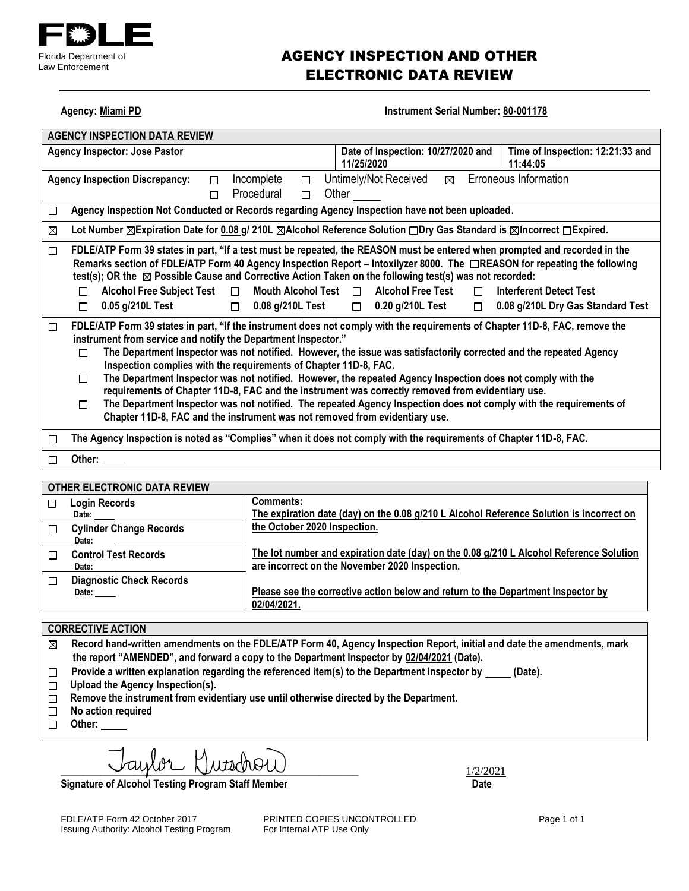FDLE

Florida Department of Law Enforcement

# AGENCY INSPECTION AND OTHER ELECTRONIC DATA REVIEW

**Agency:** **Miami PD** **Instrument Serial Number:** **80-001178**

| **AGENCY INSPECTION DATA REVIEW** | | |
|---|---|---|
| **Agency Inspector: Jose Pastor** | **Date of Inspection: 10/27/2020 and 11/25/2020** | **Time of Inspection: 12:21:33 and 11:44:05** |

**Agency Inspection Discrepancy:** ☐ Incomplete ☐ Untimely/Not Received ☒ Erroneous Information ☐ Procedural ☐ Other _____

☐ **Agency Inspection Not Conducted or Records regarding Agency Inspection have not been uploaded.**

☒ **Lot Number ☒Expiration Date for 0.08 g/ 210L ☒Alcohol Reference Solution ☐Dry Gas Standard is ☒Incorrect ☐Expired.**

☐ **FDLE/ATP Form 39 states in part, "If a test must be repeated, the REASON must be entered when prompted and recorded in the Remarks section of FDLE/ATP Form 40 Agency Inspection Report – Intoxilyzer 8000. The ☐REASON for repeating the following test(s); OR the ☒ Possible Cause and Corrective Action Taken on the following test(s) was not recorded:**

- ☐ **Alcohol Free Subject Test** ☐ **Mouth Alcohol Test** ☐ **Alcohol Free Test** ☐ **Interferent Detect Test**
- ☐ **0.05 g/210L Test** ☐ **0.08 g/210L Test** ☐ **0.20 g/210L Test** ☐ **0.08 g/210L Dry Gas Standard Test**

☐ **FDLE/ATP Form 39 states in part, "If the instrument does not comply with the requirements of Chapter 11D-8, FAC, remove the instrument from service and notify the Department Inspector."**

- ☐ **The Department Inspector was not notified. However, the issue was satisfactorily corrected and the repeated Agency Inspection complies with the requirements of Chapter 11D-8, FAC.**
- ☐ **The Department Inspector was not notified. However, the repeated Agency Inspection does not comply with the requirements of Chapter 11D-8, FAC and the instrument was correctly removed from evidentiary use.**
- ☐ **The Department Inspector was not notified. The repeated Agency Inspection does not comply with the requirements of Chapter 11D-8, FAC and the instrument was not removed from evidentiary use.**

☐ **The Agency Inspection is noted as "Complies" when it does not comply with the requirements of Chapter 11D-8, FAC.**

☐ **Other:** _____

| **OTHER ELECTRONIC DATA REVIEW** | |
|---|---|
| ☐ **Login Records** Date: _____ | **Comments:** **The expiration date (day) on the 0.08 g/210 L Alcohol Reference Solution is incorrect on the October 2020 Inspection.** |
| ☐ **Cylinder Change Records** Date: _____ | |
| ☐ **Control Test Records** Date: _____ | **The lot number and expiration date (day) on the 0.08 g/210 L Alcohol Reference Solution are incorrect on the November 2020 Inspection.** |
| ☐ **Diagnostic Check Records** Date: _____ | **Please see the corrective action below and return to the Department Inspector by 02/04/2021.** |

**CORRECTIVE ACTION**

- ☒ **Record hand-written amendments on the FDLE/ATP Form 40, Agency Inspection Report, initial and date the amendments, mark the report "AMENDED", and forward a copy to the Department Inspector by 02/04/2021 (Date).**
- ☐ **Provide a written explanation regarding the referenced item(s) to the Department Inspector by _____ (Date).**
- ☐ **Upload the Agency Inspection(s).**
- ☐ **Remove the instrument from evidentiary use until otherwise directed by the Department.**
- ☐ **No action required**
- ☐ **Other:** _____

Taylor Gutschow 1/2/2021

**Signature of Alcohol Testing Program Staff Member** **Date**

FDLE/ATP Form 42 October 2017
Issuing Authority: Alcohol Testing Program

PRINTED COPIES UNCONTROLLED
For Internal ATP Use Only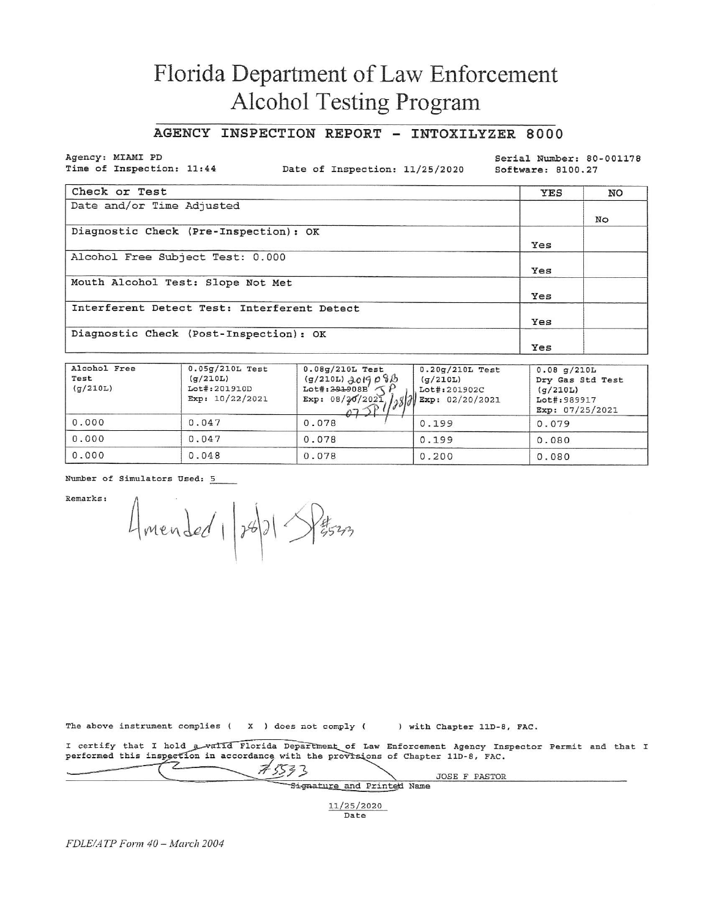# Florida Department of Law Enforcement
# Alcohol Testing Program

## AGENCY INSPECTION REPORT - INTOXILYZER 8000

Agency: MIAMI PD
Time of Inspection: 11:44
Date of Inspection: 11/25/2020
Serial Number: 80-001178
Software: 8100.27

| Check or Test | YES | NO |
|---|---|---|
| Date and/or Time Adjusted | | No |
| Diagnostic Check (Pre-Inspection): OK | Yes | |
| Alcohol Free Subject Test: 0.000 | Yes | |
| Mouth Alcohol Test: Slope Not Met | Yes | |
| Interferent Detect Test: Interferent Detect | Yes | |
| Diagnostic Check (Post-Inspection): OK | Yes | |

| Alcohol Free Test (g/210L) | 0.05g/210L Test (g/210L) Lot#:201910D Exp: 10/22/2021 | 0.08g/210L Test (g/210L) Lot#: ~~201908B~~ 201908B SP Exp: 08/~~20~~/2021 07 SP 1/28/21 | 0.20g/210L Test (g/210L) Lot#:201902C Exp: 02/20/2021 | 0.08 g/210L Dry Gas Std Test (g/210L) Lot#:989917 Exp: 07/25/2021 |
|---|---|---|---|---|
| 0.000 | 0.047 | 0.078 | 0.199 | 0.079 |
| 0.000 | 0.047 | 0.078 | 0.199 | 0.080 |
| 0.000 | 0.048 | 0.078 | 0.200 | 0.080 |

Number of Simulators Used: 5

Remarks: Amended 1/28/21 SP #5533

The above instrument complies ( X ) does not comply ( ) with Chapter 11D-8, FAC.

I certify that I hold a valid Florida Department of Law Enforcement Agency Inspector Permit and that I performed this inspection in accordance with the provisions of Chapter 11D-8, FAC.

#5533 JOSE F PASTOR
Signature and Printed Name

11/25/2020
Date

*FDLE/ATP Form 40 – March 2004*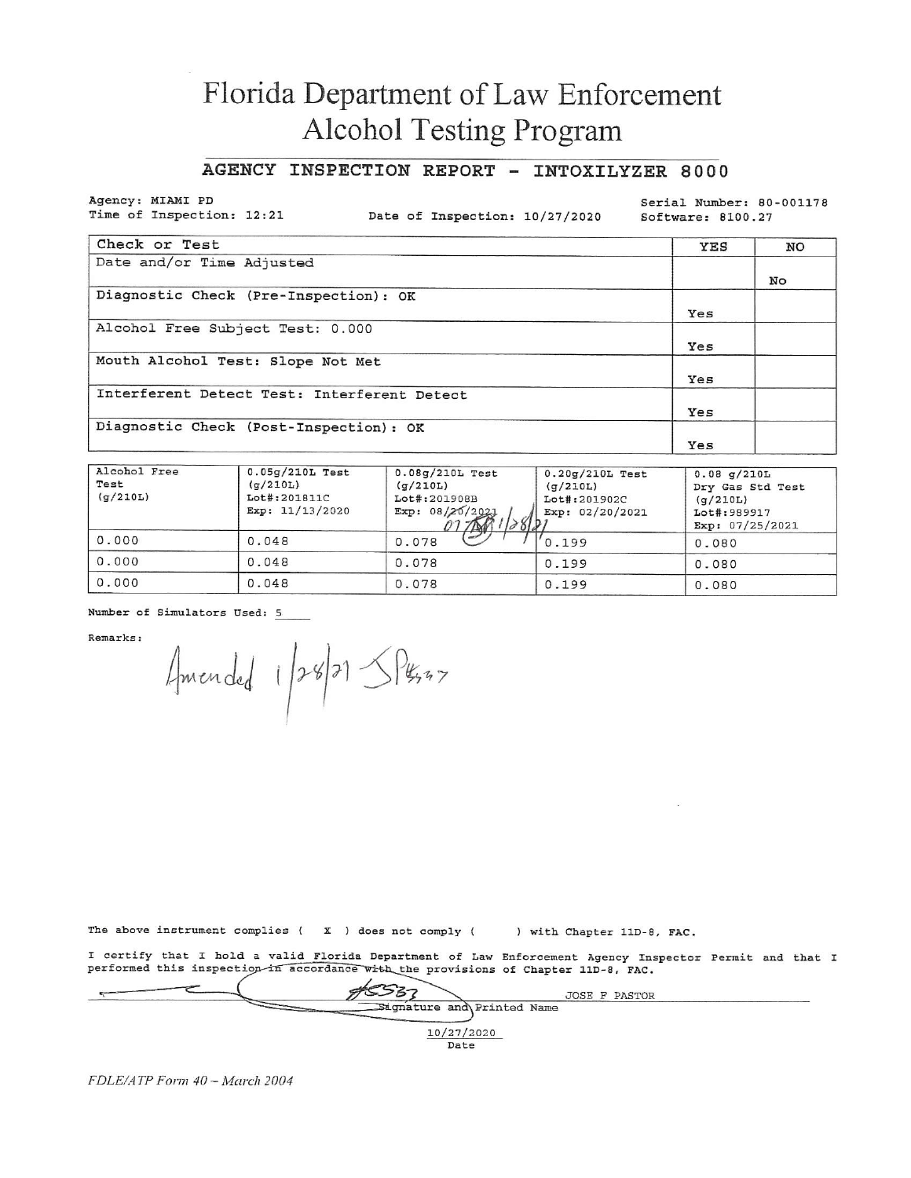# Florida Department of Law Enforcement
# Alcohol Testing Program

## AGENCY INSPECTION REPORT - INTOXILYZER 8000

Agency: MIAMI PD
Time of Inspection: 12:21
Date of Inspection: 10/27/2020
Serial Number: 80-001178
Software: 8100.27

| Check or Test | YES | NO |
|---|---|---|
| Date and/or Time Adjusted | | No |
| Diagnostic Check (Pre-Inspection): OK | Yes | |
| Alcohol Free Subject Test: 0.000 | Yes | |
| Mouth Alcohol Test: Slope Not Met | Yes | |
| Interferent Detect Test: Interferent Detect | Yes | |
| Diagnostic Check (Post-Inspection): OK | Yes | |

| Alcohol Free Test (g/210L) | 0.05g/210L Test (g/210L) Lot#:201811C Exp: 11/13/2020 | 0.08g/210L Test (g/210L) Lot#:201908B Exp: 08/~~20~~/2021 07 [initials] 1/28/21 | 0.20g/210L Test (g/210L) Lot#:201902C Exp: 02/20/2021 | 0.08 g/210L Dry Gas Std Test (g/210L) Lot#:989917 Exp: 07/25/2021 |
|---|---|---|---|---|
| 0.000 | 0.048 | 0.078 | 0.199 | 0.080 |
| 0.000 | 0.048 | 0.078 | 0.199 | 0.080 |
| 0.000 | 0.048 | 0.078 | 0.199 | 0.080 |

Number of Simulators Used: 5

Remarks:

Amended 1/28/21 JP #5537

The above instrument complies ( X ) does not comply ( ) with Chapter 11D-8, FAC.

I certify that I hold a valid Florida Department of Law Enforcement Agency Inspector Permit and that I performed this inspection in accordance with the provisions of Chapter 11D-8, FAC.

[Signature] #5537 JOSE F PASTOR
Signature and Printed Name

10/27/2020
Date

*FDLE/ATP Form 40 – March 2004*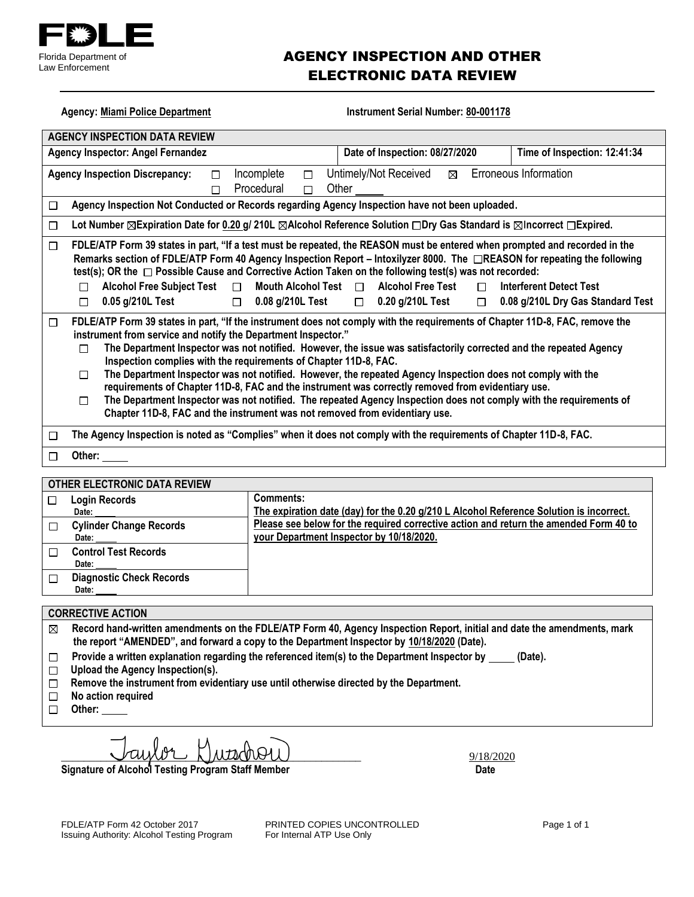FDLE

Florida Department of Law Enforcement

# AGENCY INSPECTION AND OTHER ELECTRONIC DATA REVIEW

**Agency: Miami Police Department** **Instrument Serial Number: 80-001178**

## AGENCY INSPECTION DATA REVIEW

| | | |
|---|---|---|
| **Agency Inspector: Angel Fernandez** | **Date of Inspection: 08/27/2020** | **Time of Inspection: 12:41:34** |

**Agency Inspection Discrepancy:** ☐ Incomplete ☐ Untimely/Not Received ☒ Erroneous Information ☐ Procedural ☐ Other

☐ **Agency Inspection Not Conducted or Records regarding Agency Inspection have not been uploaded.**

☐ **Lot Number ☒Expiration Date for 0.20 g/ 210L ☒Alcohol Reference Solution ☐Dry Gas Standard is ☒Incorrect ☐Expired.**

☐ **FDLE/ATP Form 39 states in part, "If a test must be repeated, the REASON must be entered when prompted and recorded in the Remarks section of FDLE/ATP Form 40 Agency Inspection Report – Intoxilyzer 8000. The ☐REASON for repeating the following test(s); OR the ☐ Possible Cause and Corrective Action Taken on the following test(s) was not recorded:**

- ☐ **Alcohol Free Subject Test** ☐ **Mouth Alcohol Test** ☐ **Alcohol Free Test** ☐ **Interferent Detect Test**
- ☐ **0.05 g/210L Test** ☐ **0.08 g/210L Test** ☐ **0.20 g/210L Test** ☐ **0.08 g/210L Dry Gas Standard Test**

☐ **FDLE/ATP Form 39 states in part, "If the instrument does not comply with the requirements of Chapter 11D-8, FAC, remove the instrument from service and notify the Department Inspector."**

- ☐ **The Department Inspector was not notified. However, the issue was satisfactorily corrected and the repeated Agency Inspection complies with the requirements of Chapter 11D-8, FAC.**
- ☐ **The Department Inspector was not notified. However, the repeated Agency Inspection does not comply with the requirements of Chapter 11D-8, FAC and the instrument was correctly removed from evidentiary use.**
- ☐ **The Department Inspector was not notified. The repeated Agency Inspection does not comply with the requirements of Chapter 11D-8, FAC and the instrument was not removed from evidentiary use.**

☐ **The Agency Inspection is noted as "Complies" when it does not comply with the requirements of Chapter 11D-8, FAC.**

☐ **Other:**

## OTHER ELECTRONIC DATA REVIEW

| | |
|---|---|
| ☐ **Login Records** Date: | **Comments:** **The expiration date (day) for the 0.20 g/210 L Alcohol Reference Solution is incorrect. Please see below for the required corrective action and return the amended Form 40 to your Department Inspector by 10/18/2020.** |
| ☐ **Cylinder Change Records** Date: | |
| ☐ **Control Test Records** Date: | |
| ☐ **Diagnostic Check Records** Date: | |

## CORRECTIVE ACTION

- ☒ **Record hand-written amendments on the FDLE/ATP Form 40, Agency Inspection Report, initial and date the amendments, mark the report "AMENDED", and forward a copy to the Department Inspector by 10/18/2020 (Date).**
- ☐ **Provide a written explanation regarding the referenced item(s) to the Department Inspector by \_\_\_\_\_ (Date).**
- ☐ **Upload the Agency Inspection(s).**
- ☐ **Remove the instrument from evidentiary use until otherwise directed by the Department.**
- ☐ **No action required**
- ☐ **Other:**

Taylor Gutschow 9/18/2020

**Signature of Alcohol Testing Program Staff Member** **Date**

FDLE/ATP Form 42 October 2017 PRINTED COPIES UNCONTROLLED
Issuing Authority: Alcohol Testing Program For Internal ATP Use Only